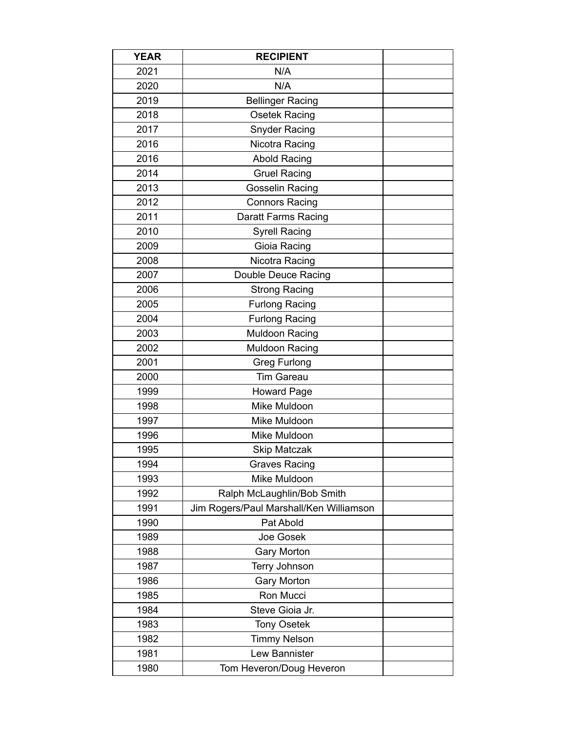| YEAR | RECIPIENT | |
|---|---|---|
| 2021 | N/A | |
| 2020 | N/A | |
| 2019 | Bellinger Racing | |
| 2018 | Osetek Racing | |
| 2017 | Snyder Racing | |
| 2016 | Nicotra Racing | |
| 2016 | Abold Racing | |
| 2014 | Gruel Racing | |
| 2013 | Gosselin Racing | |
| 2012 | Connors Racing | |
| 2011 | Daratt Farms Racing | |
| 2010 | Syrell Racing | |
| 2009 | Gioia Racing | |
| 2008 | Nicotra Racing | |
| 2007 | Double Deuce Racing | |
| 2006 | Strong Racing | |
| 2005 | Furlong Racing | |
| 2004 | Furlong Racing | |
| 2003 | Muldoon Racing | |
| 2002 | Muldoon Racing | |
| 2001 | Greg Furlong | |
| 2000 | Tim Gareau | |
| 1999 | Howard Page | |
| 1998 | Mike Muldoon | |
| 1997 | Mike Muldoon | |
| 1996 | Mike Muldoon | |
| 1995 | Skip Matczak | |
| 1994 | Graves Racing | |
| 1993 | Mike Muldoon | |
| 1992 | Ralph McLaughlin/Bob Smith | |
| 1991 | Jim Rogers/Paul Marshall/Ken Williamson | |
| 1990 | Pat Abold | |
| 1989 | Joe Gosek | |
| 1988 | Gary Morton | |
| 1987 | Terry Johnson | |
| 1986 | Gary Morton | |
| 1985 | Ron Mucci | |
| 1984 | Steve Gioia Jr. | |
| 1983 | Tony Osetek | |
| 1982 | Timmy Nelson | |
| 1981 | Lew Bannister | |
| 1980 | Tom Heveron/Doug Heveron | |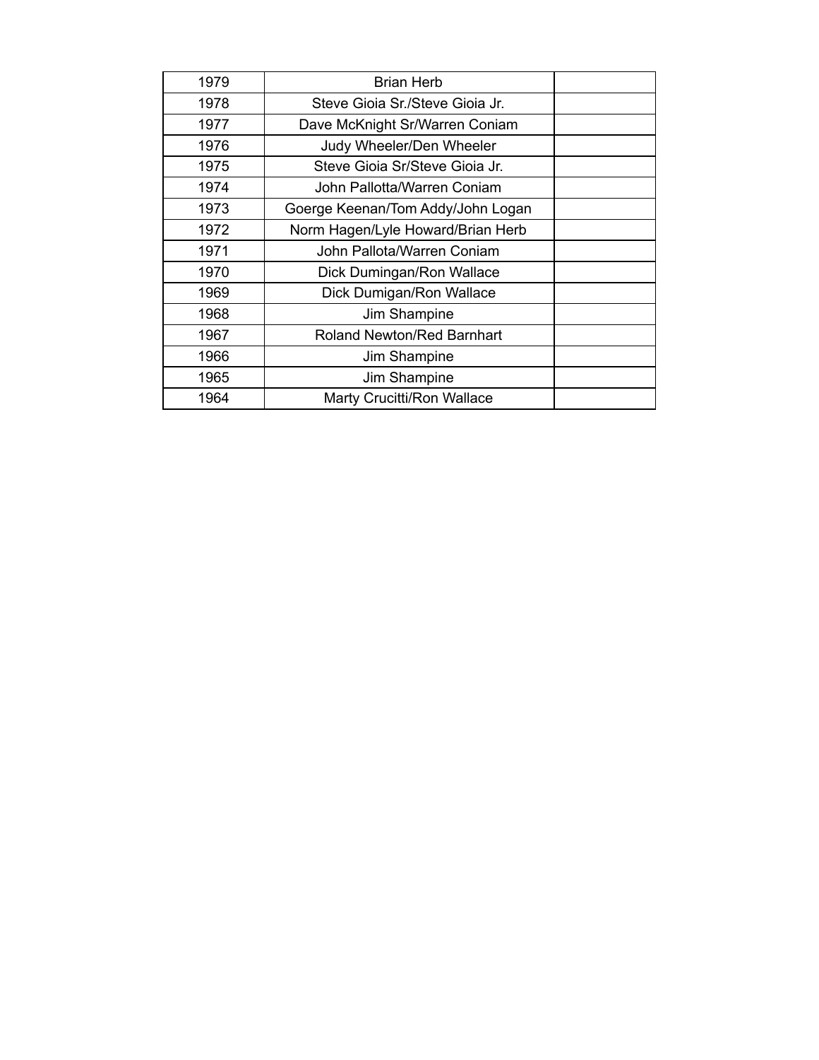| | | |
|---|---|---|
| 1979 | Brian Herb | |
| 1978 | Steve Gioia Sr./Steve Gioia Jr. | |
| 1977 | Dave McKnight Sr/Warren Coniam | |
| 1976 | Judy Wheeler/Den Wheeler | |
| 1975 | Steve Gioia Sr/Steve Gioia Jr. | |
| 1974 | John Pallotta/Warren Coniam | |
| 1973 | Goerge Keenan/Tom Addy/John Logan | |
| 1972 | Norm Hagen/Lyle Howard/Brian Herb | |
| 1971 | John Pallota/Warren Coniam | |
| 1970 | Dick Dumingan/Ron Wallace | |
| 1969 | Dick Dumigan/Ron Wallace | |
| 1968 | Jim Shampine | |
| 1967 | Roland Newton/Red Barnhart | |
| 1966 | Jim Shampine | |
| 1965 | Jim Shampine | |
| 1964 | Marty Crucitti/Ron Wallace | |